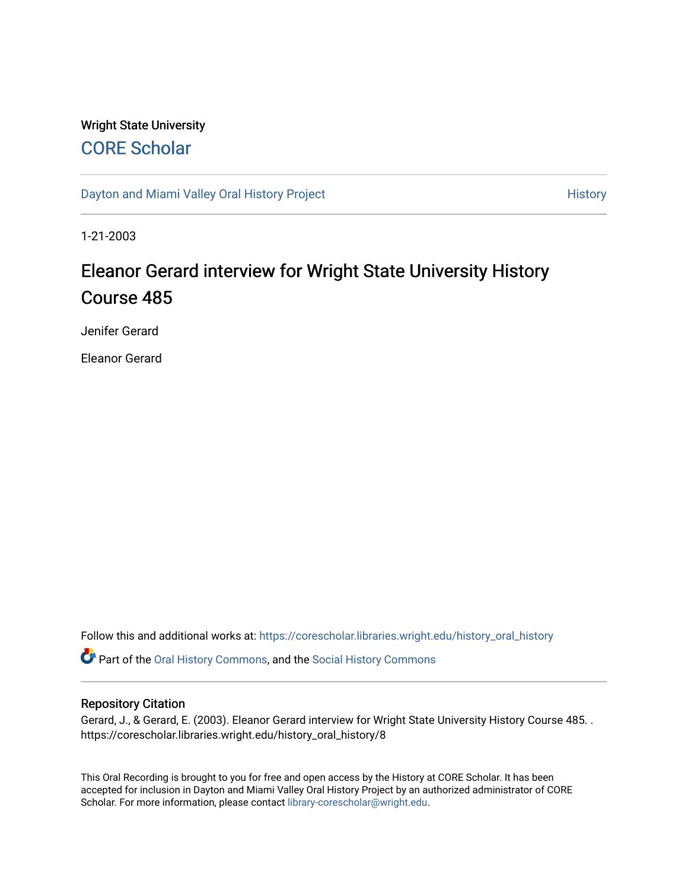Wright State University

# CORE Scholar

Dayton and Miami Valley Oral History Project

History

1-21-2003

## Eleanor Gerard interview for Wright State University History Course 485

Jenifer Gerard

Eleanor Gerard

Follow this and additional works at: https://corescholar.libraries.wright.edu/history_oral_history

Part of the Oral History Commons, and the Social History Commons

### Repository Citation

Gerard, J., & Gerard, E. (2003). Eleanor Gerard interview for Wright State University History Course 485. . https://corescholar.libraries.wright.edu/history_oral_history/8

This Oral Recording is brought to you for free and open access by the History at CORE Scholar. It has been accepted for inclusion in Dayton and Miami Valley Oral History Project by an authorized administrator of CORE Scholar. For more information, please contact library-corescholar@wright.edu.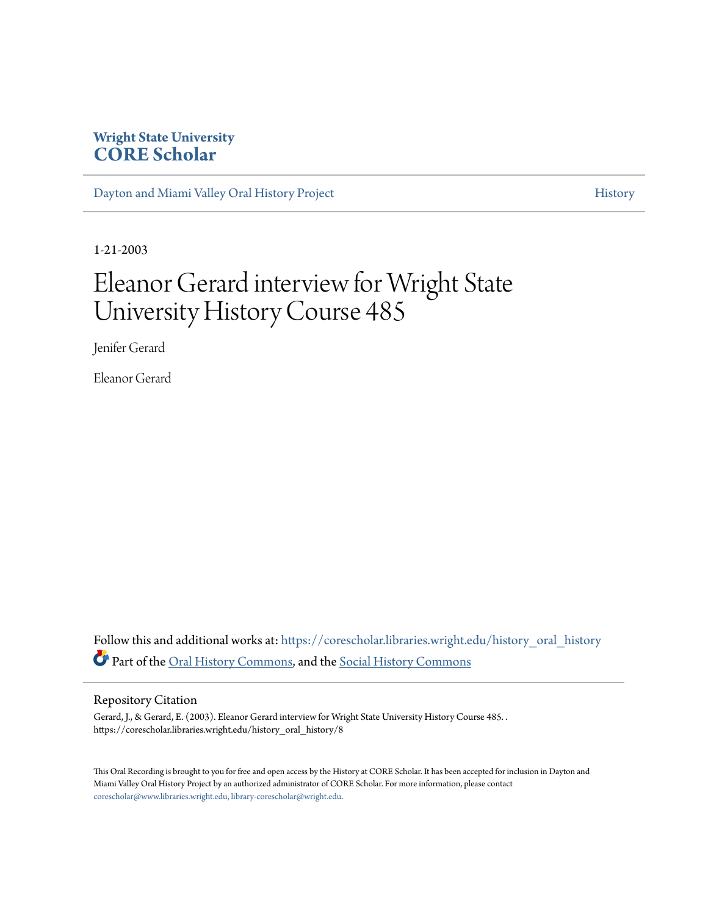**Wright State University**
**CORE Scholar**

Dayton and Miami Valley Oral History Project | History

1-21-2003

# Eleanor Gerard interview for Wright State University History Course 485

Jenifer Gerard

Eleanor Gerard

Follow this and additional works at: https://corescholar.libraries.wright.edu/history_oral_history

Part of the Oral History Commons, and the Social History Commons

## Repository Citation

Gerard, J., & Gerard, E. (2003). Eleanor Gerard interview for Wright State University History Course 485. . https://corescholar.libraries.wright.edu/history_oral_history/8

This Oral Recording is brought to you for free and open access by the History at CORE Scholar. It has been accepted for inclusion in Dayton and Miami Valley Oral History Project by an authorized administrator of CORE Scholar. For more information, please contact corescholar@www.libraries.wright.edu, library-corescholar@wright.edu.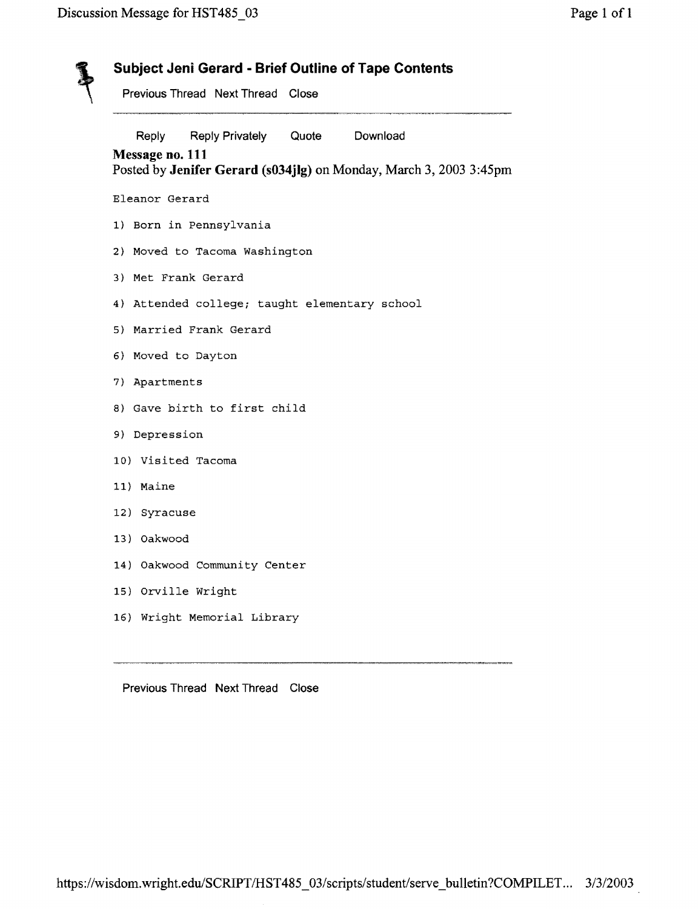## Subject Jeni Gerard - Brief Outline of Tape Contents

Previous Thread Next Thread Close

Reply Reply Privately Quote Download

**Message no. 111**
Posted by **Jenifer Gerard (s034jlg)** on Monday, March 3, 2003 3:45pm

Eleanor Gerard

1) Born in Pennsylvania
2) Moved to Tacoma Washington
3) Met Frank Gerard
4) Attended college; taught elementary school
5) Married Frank Gerard
6) Moved to Dayton
7) Apartments
8) Gave birth to first child
9) Depression
10) Visited Tacoma
11) Maine
12) Syracuse
13) Oakwood
14) Oakwood Community Center
15) Orville Wright
16) Wright Memorial Library

Previous Thread Next Thread Close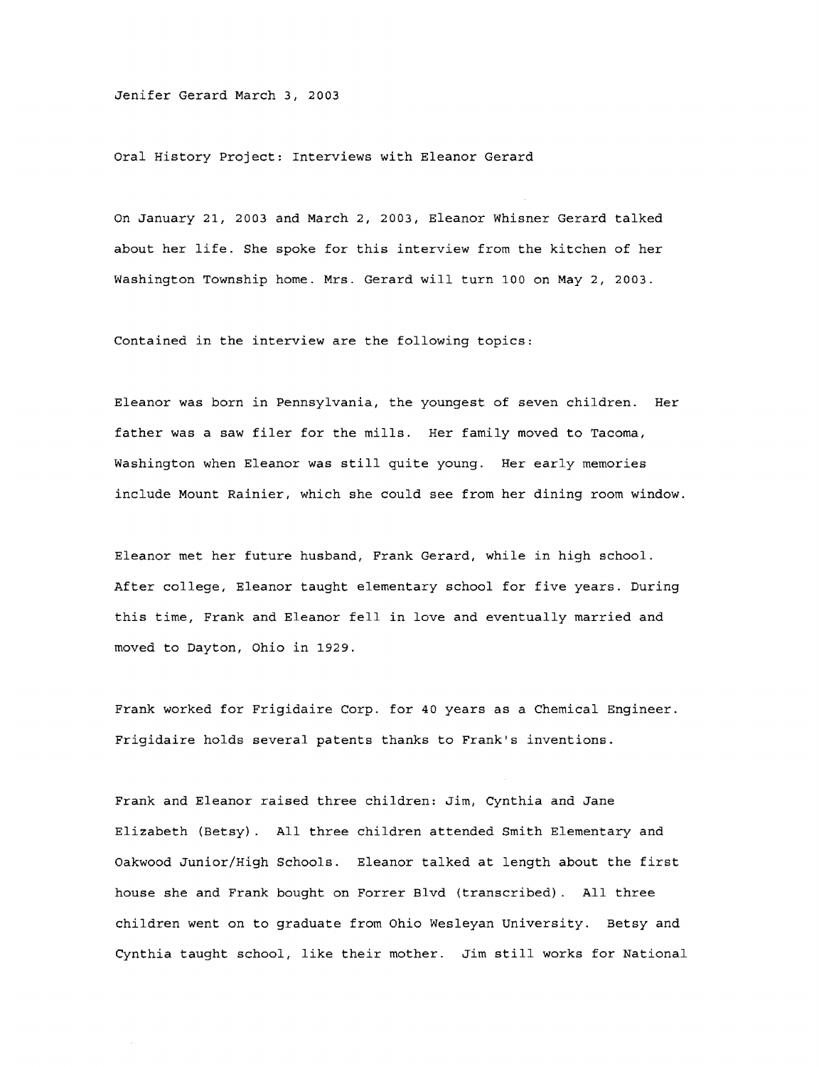Jenifer Gerard March 3, 2003

Oral History Project: Interviews with Eleanor Gerard

On January 21, 2003 and March 2, 2003, Eleanor Whisner Gerard talked about her life. She spoke for this interview from the kitchen of her Washington Township home. Mrs. Gerard will turn 100 on May 2, 2003.

Contained in the interview are the following topics:

Eleanor was born in Pennsylvania, the youngest of seven children. Her father was a saw filer for the mills. Her family moved to Tacoma, Washington when Eleanor was still quite young. Her early memories include Mount Rainier, which she could see from her dining room window.

Eleanor met her future husband, Frank Gerard, while in high school. After college, Eleanor taught elementary school for five years. During this time, Frank and Eleanor fell in love and eventually married and moved to Dayton, Ohio in 1929.

Frank worked for Frigidaire Corp. for 40 years as a Chemical Engineer. Frigidaire holds several patents thanks to Frank's inventions.

Frank and Eleanor raised three children: Jim, Cynthia and Jane Elizabeth (Betsy). All three children attended Smith Elementary and Oakwood Junior/High Schools. Eleanor talked at length about the first house she and Frank bought on Forrer Blvd (transcribed). All three children went on to graduate from Ohio Wesleyan University. Betsy and Cynthia taught school, like their mother. Jim still works for National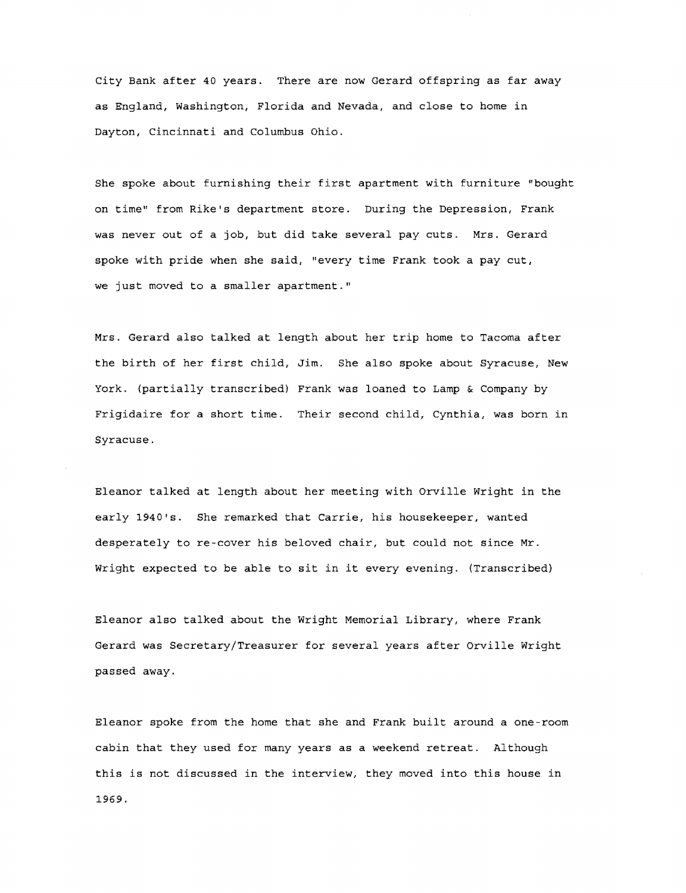City Bank after 40 years. There are now Gerard offspring as far away as England, Washington, Florida and Nevada, and close to home in Dayton, Cincinnati and Columbus Ohio.

She spoke about furnishing their first apartment with furniture "bought on time" from Rike's department store. During the Depression, Frank was never out of a job, but did take several pay cuts. Mrs. Gerard spoke with pride when she said, "every time Frank took a pay cut, we just moved to a smaller apartment."

Mrs. Gerard also talked at length about her trip home to Tacoma after the birth of her first child, Jim. She also spoke about Syracuse, New York. (partially transcribed) Frank was loaned to Lamp & Company by Frigidaire for a short time. Their second child, Cynthia, was born in Syracuse.

Eleanor talked at length about her meeting with Orville Wright in the early 1940's. She remarked that Carrie, his housekeeper, wanted desperately to re-cover his beloved chair, but could not since Mr. Wright expected to be able to sit in it every evening. (Transcribed)

Eleanor also talked about the Wright Memorial Library, where Frank Gerard was Secretary/Treasurer for several years after Orville Wright passed away.

Eleanor spoke from the home that she and Frank built around a one-room cabin that they used for many years as a weekend retreat. Although this is not discussed in the interview, they moved into this house in 1969.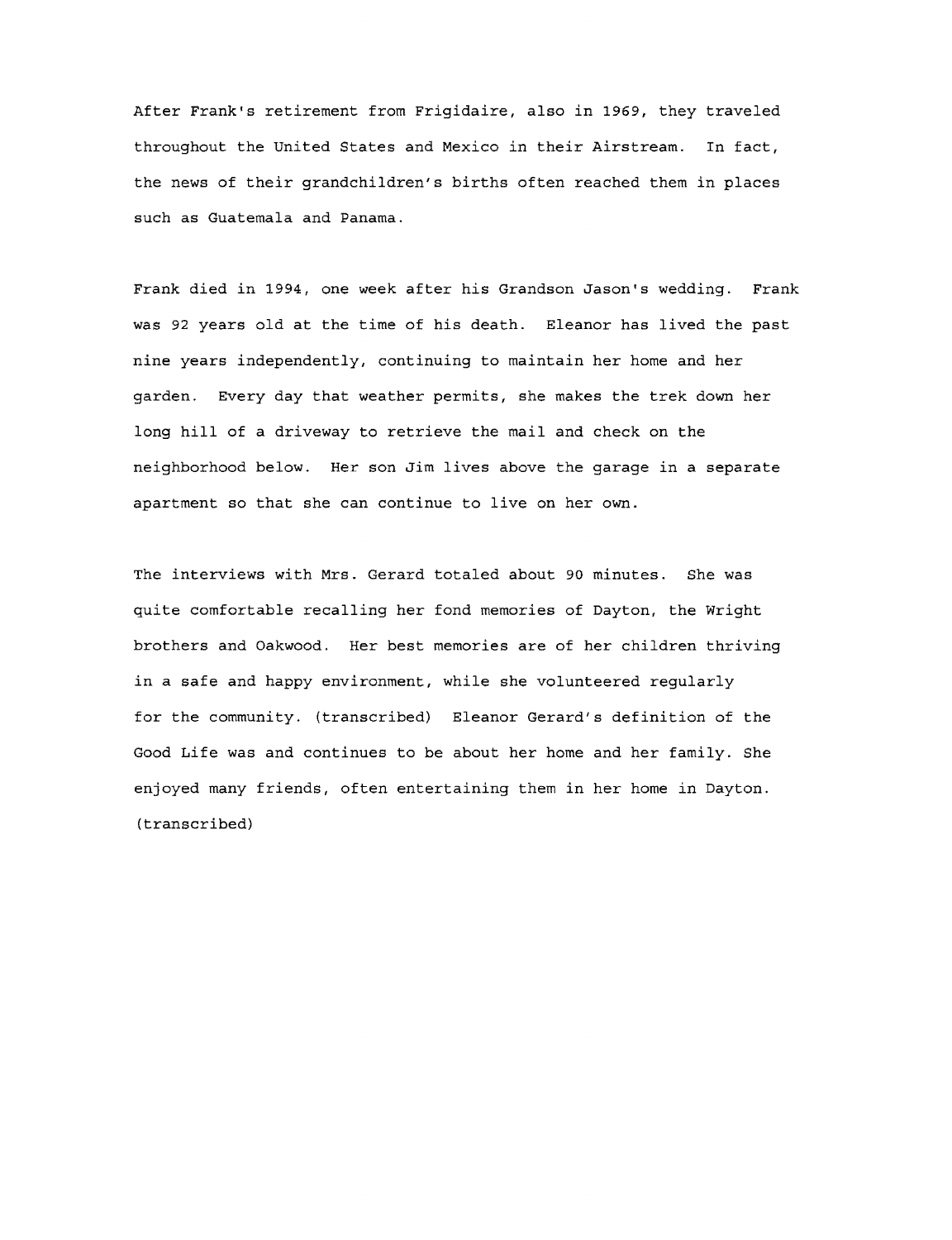After Frank's retirement from Frigidaire, also in 1969, they traveled throughout the United States and Mexico in their Airstream. In fact, the news of their grandchildren's births often reached them in places such as Guatemala and Panama.

Frank died in 1994, one week after his Grandson Jason's wedding. Frank was 92 years old at the time of his death. Eleanor has lived the past nine years independently, continuing to maintain her home and her garden. Every day that weather permits, she makes the trek down her long hill of a driveway to retrieve the mail and check on the neighborhood below. Her son Jim lives above the garage in a separate apartment so that she can continue to live on her own.

The interviews with Mrs. Gerard totaled about 90 minutes. She was quite comfortable recalling her fond memories of Dayton, the Wright brothers and Oakwood. Her best memories are of her children thriving in a safe and happy environment, while she volunteered regularly for the community. (transcribed) Eleanor Gerard's definition of the Good Life was and continues to be about her home and her family. She enjoyed many friends, often entertaining them in her home in Dayton. (transcribed)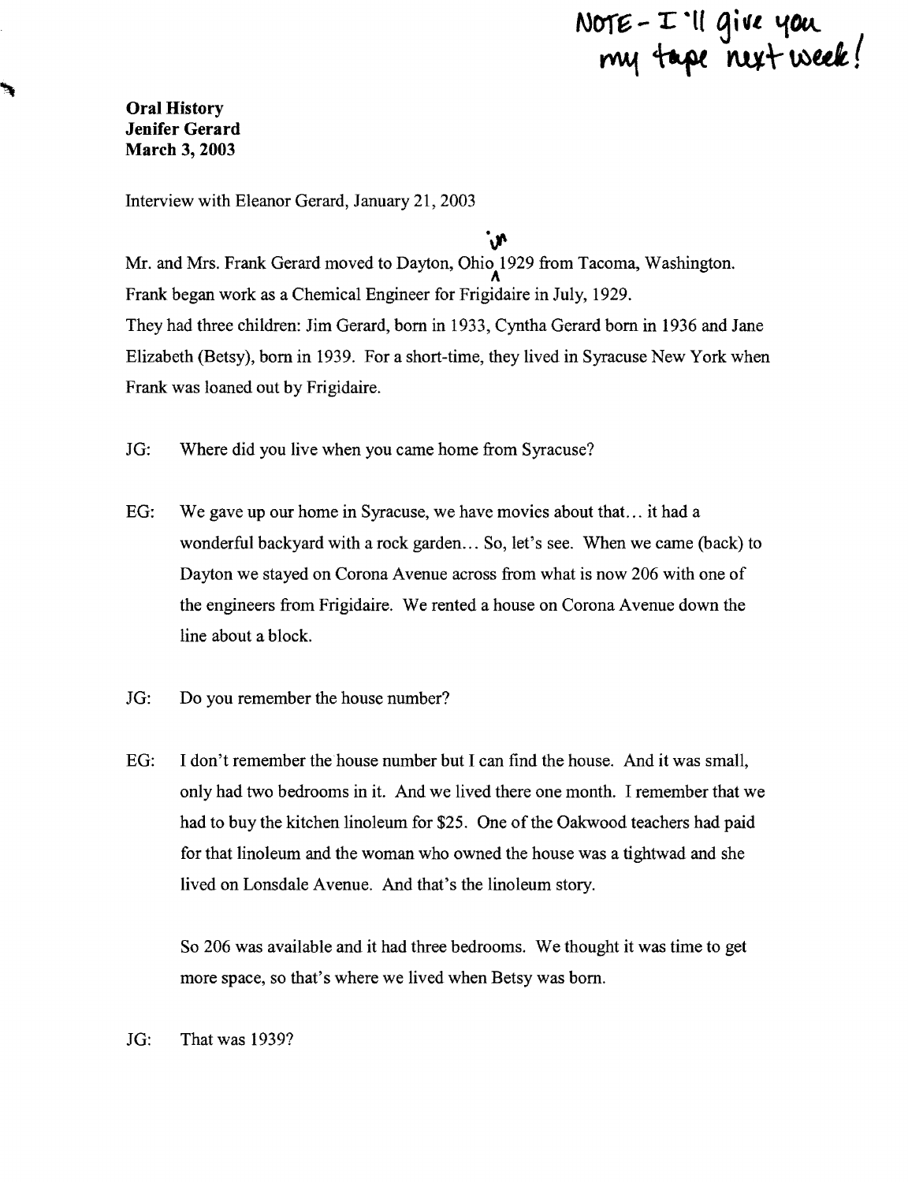NOTE - I'll give you my tape next week!

**Oral History**
**Jenifer Gerard**
**March 3, 2003**

Interview with Eleanor Gerard, January 21, 2003

Mr. and Mrs. Frank Gerard moved to Dayton, Ohio in 1929 from Tacoma, Washington. Frank began work as a Chemical Engineer for Frigidaire in July, 1929. They had three children: Jim Gerard, born in 1933, Cyntha Gerard born in 1936 and Jane Elizabeth (Betsy), born in 1939. For a short-time, they lived in Syracuse New York when Frank was loaned out by Frigidaire.

JG: Where did you live when you came home from Syracuse?

EG: We gave up our home in Syracuse, we have movies about that… it had a wonderful backyard with a rock garden… So, let's see. When we came (back) to Dayton we stayed on Corona Avenue across from what is now 206 with one of the engineers from Frigidaire. We rented a house on Corona Avenue down the line about a block.

JG: Do you remember the house number?

EG: I don't remember the house number but I can find the house. And it was small, only had two bedrooms in it. And we lived there one month. I remember that we had to buy the kitchen linoleum for $25. One of the Oakwood teachers had paid for that linoleum and the woman who owned the house was a tightwad and she lived on Lonsdale Avenue. And that's the linoleum story.

So 206 was available and it had three bedrooms. We thought it was time to get more space, so that's where we lived when Betsy was born.

JG: That was 1939?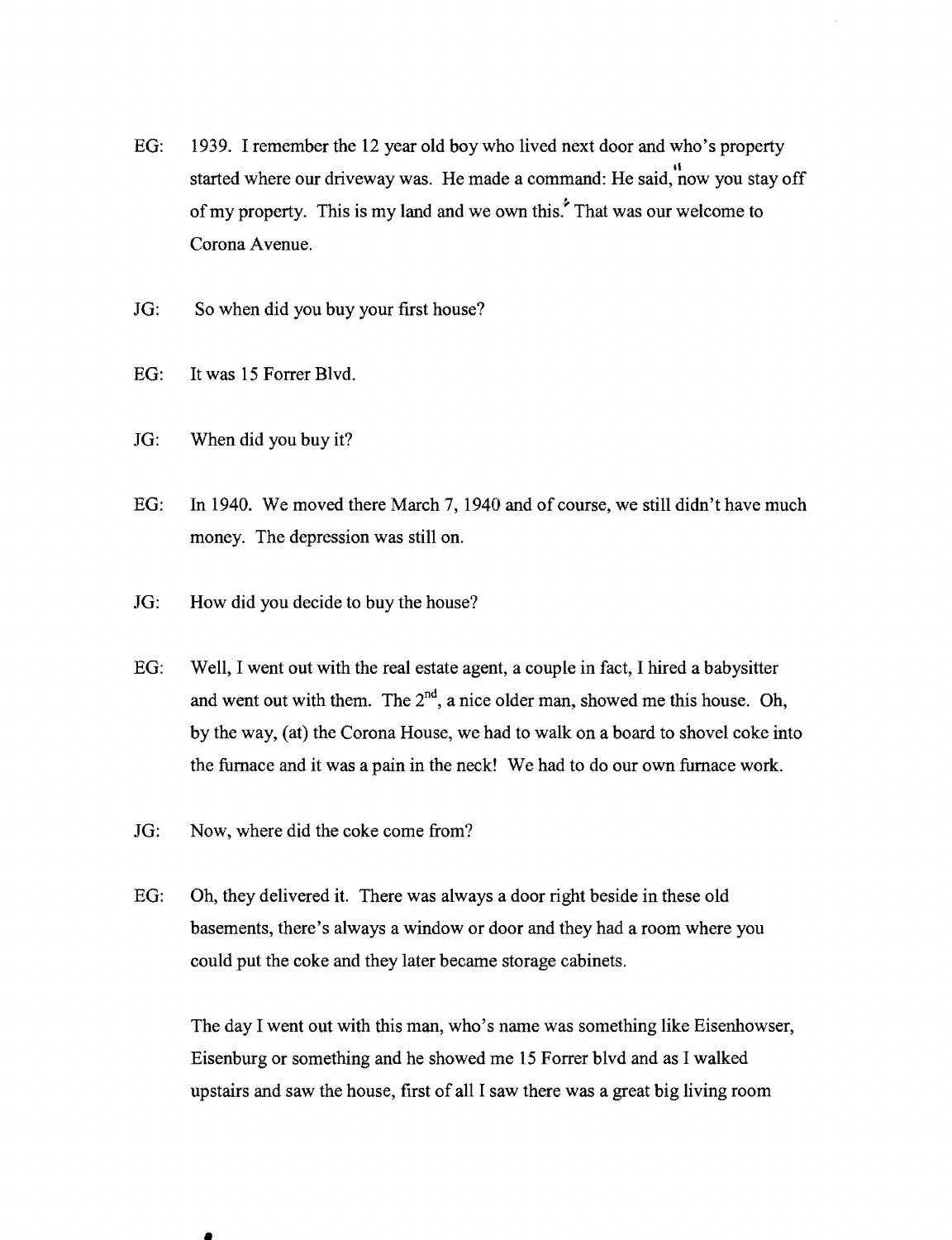EG: 1939. I remember the 12 year old boy who lived next door and who's property started where our driveway was. He made a command: He said, "now you stay off of my property. This is my land and we own this." That was our welcome to Corona Avenue.

JG: So when did you buy your first house?

EG: It was 15 Forrer Blvd.

JG: When did you buy it?

EG: In 1940. We moved there March 7, 1940 and of course, we still didn't have much money. The depression was still on.

JG: How did you decide to buy the house?

EG: Well, I went out with the real estate agent, a couple in fact, I hired a babysitter and went out with them. The 2nd, a nice older man, showed me this house. Oh, by the way, (at) the Corona House, we had to walk on a board to shovel coke into the furnace and it was a pain in the neck! We had to do our own furnace work.

JG: Now, where did the coke come from?

EG: Oh, they delivered it. There was always a door right beside in these old basements, there's always a window or door and they had a room where you could put the coke and they later became storage cabinets.

The day I went out with this man, who's name was something like Eisenhowser, Eisenburg or something and he showed me 15 Forrer blvd and as I walked upstairs and saw the house, first of all I saw there was a great big living room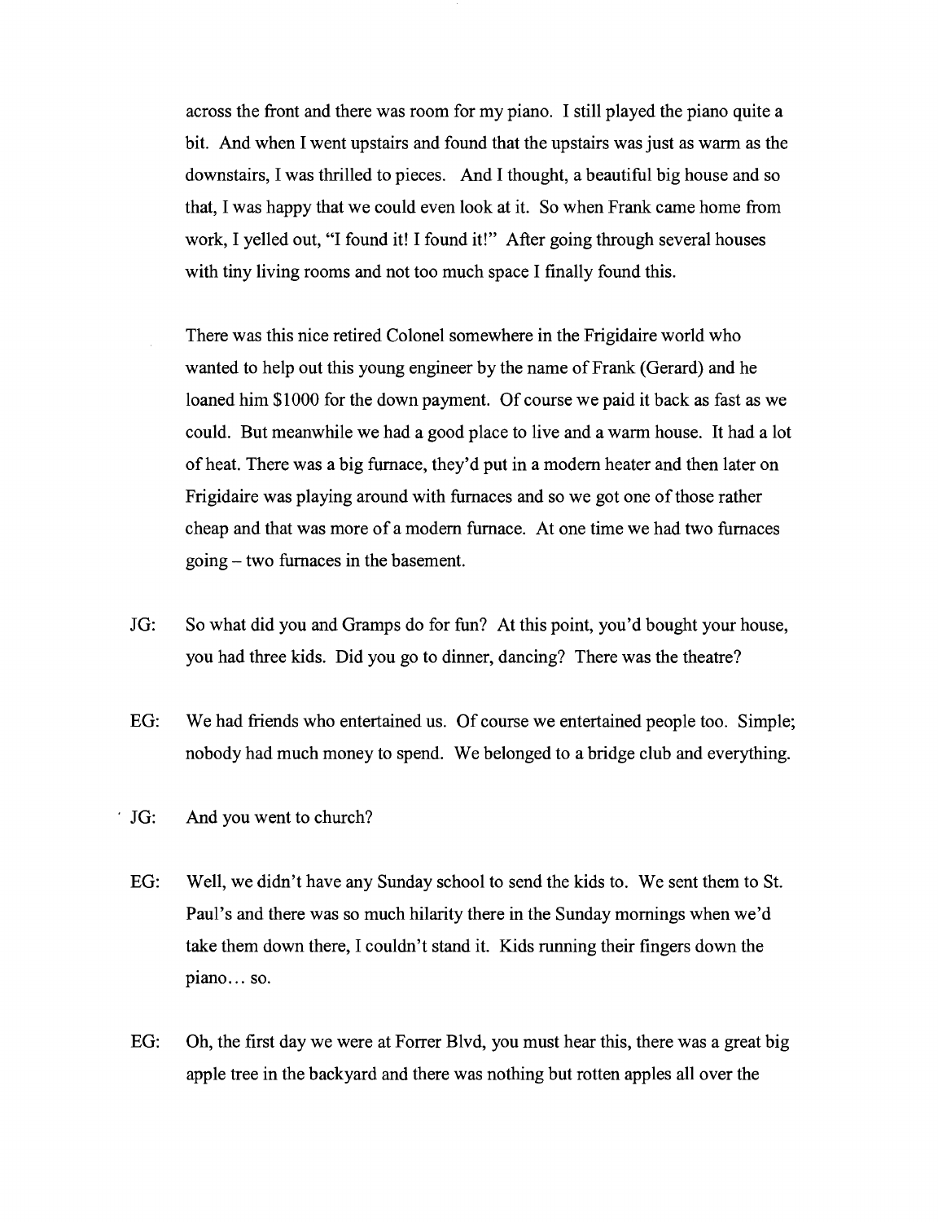across the front and there was room for my piano. I still played the piano quite a bit. And when I went upstairs and found that the upstairs was just as warm as the downstairs, I was thrilled to pieces. And I thought, a beautiful big house and so that, I was happy that we could even look at it. So when Frank came home from work, I yelled out, "I found it! I found it!" After going through several houses with tiny living rooms and not too much space I finally found this.

There was this nice retired Colonel somewhere in the Frigidaire world who wanted to help out this young engineer by the name of Frank (Gerard) and he loaned him $1000 for the down payment. Of course we paid it back as fast as we could. But meanwhile we had a good place to live and a warm house. It had a lot of heat. There was a big furnace, they'd put in a modern heater and then later on Frigidaire was playing around with furnaces and so we got one of those rather cheap and that was more of a modern furnace. At one time we had two furnaces going – two furnaces in the basement.

JG: So what did you and Gramps do for fun? At this point, you'd bought your house, you had three kids. Did you go to dinner, dancing? There was the theatre?

EG: We had friends who entertained us. Of course we entertained people too. Simple; nobody had much money to spend. We belonged to a bridge club and everything.

JG: And you went to church?

EG: Well, we didn't have any Sunday school to send the kids to. We sent them to St. Paul's and there was so much hilarity there in the Sunday mornings when we'd take them down there, I couldn't stand it. Kids running their fingers down the piano… so.

EG: Oh, the first day we were at Forrer Blvd, you must hear this, there was a great big apple tree in the backyard and there was nothing but rotten apples all over the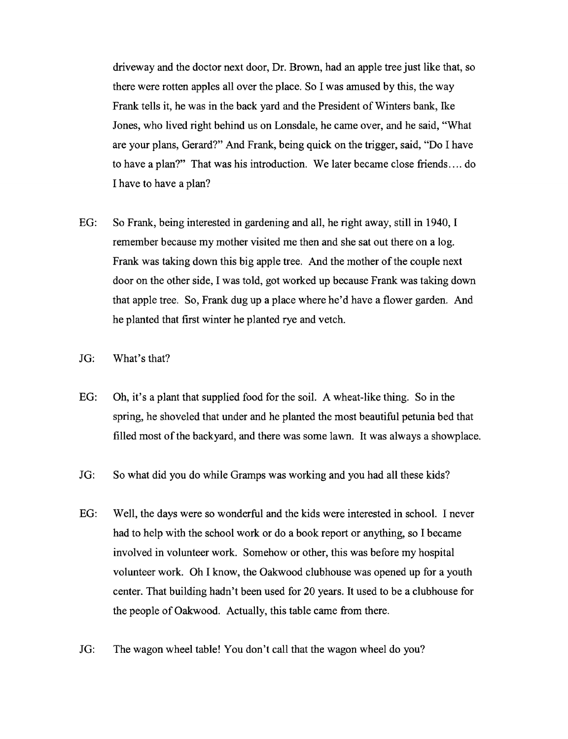driveway and the doctor next door, Dr. Brown, had an apple tree just like that, so there were rotten apples all over the place. So I was amused by this, the way Frank tells it, he was in the back yard and the President of Winters bank, Ike Jones, who lived right behind us on Lonsdale, he came over, and he said, "What are your plans, Gerard?" And Frank, being quick on the trigger, said, "Do I have to have a plan?" That was his introduction. We later became close friends.... do I have to have a plan?

EG: So Frank, being interested in gardening and all, he right away, still in 1940, I remember because my mother visited me then and she sat out there on a log. Frank was taking down this big apple tree. And the mother of the couple next door on the other side, I was told, got worked up because Frank was taking down that apple tree. So, Frank dug up a place where he'd have a flower garden. And he planted that first winter he planted rye and vetch.

JG: What's that?

EG: Oh, it's a plant that supplied food for the soil. A wheat-like thing. So in the spring, he shoveled that under and he planted the most beautiful petunia bed that filled most of the backyard, and there was some lawn. It was always a showplace.

JG: So what did you do while Gramps was working and you had all these kids?

EG: Well, the days were so wonderful and the kids were interested in school. I never had to help with the school work or do a book report or anything, so I became involved in volunteer work. Somehow or other, this was before my hospital volunteer work. Oh I know, the Oakwood clubhouse was opened up for a youth center. That building hadn't been used for 20 years. It used to be a clubhouse for the people of Oakwood. Actually, this table came from there.

JG: The wagon wheel table! You don't call that the wagon wheel do you?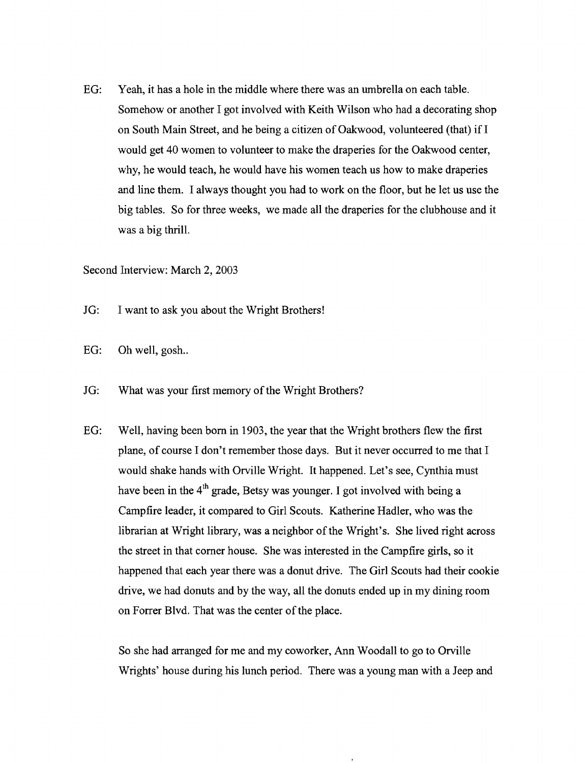EG: Yeah, it has a hole in the middle where there was an umbrella on each table. Somehow or another I got involved with Keith Wilson who had a decorating shop on South Main Street, and he being a citizen of Oakwood, volunteered (that) if I would get 40 women to volunteer to make the draperies for the Oakwood center, why, he would teach, he would have his women teach us how to make draperies and line them. I always thought you had to work on the floor, but he let us use the big tables. So for three weeks, we made all the draperies for the clubhouse and it was a big thrill.

Second Interview: March 2, 2003

JG: I want to ask you about the Wright Brothers!

EG: Oh well, gosh..

JG: What was your first memory of the Wright Brothers?

EG: Well, having been born in 1903, the year that the Wright brothers flew the first plane, of course I don't remember those days. But it never occurred to me that I would shake hands with Orville Wright. It happened. Let's see, Cynthia must have been in the 4th grade, Betsy was younger. I got involved with being a Campfire leader, it compared to Girl Scouts. Katherine Hadler, who was the librarian at Wright library, was a neighbor of the Wright's. She lived right across the street in that corner house. She was interested in the Campfire girls, so it happened that each year there was a donut drive. The Girl Scouts had their cookie drive, we had donuts and by the way, all the donuts ended up in my dining room on Forrer Blvd. That was the center of the place.

So she had arranged for me and my coworker, Ann Woodall to go to Orville Wrights' house during his lunch period. There was a young man with a Jeep and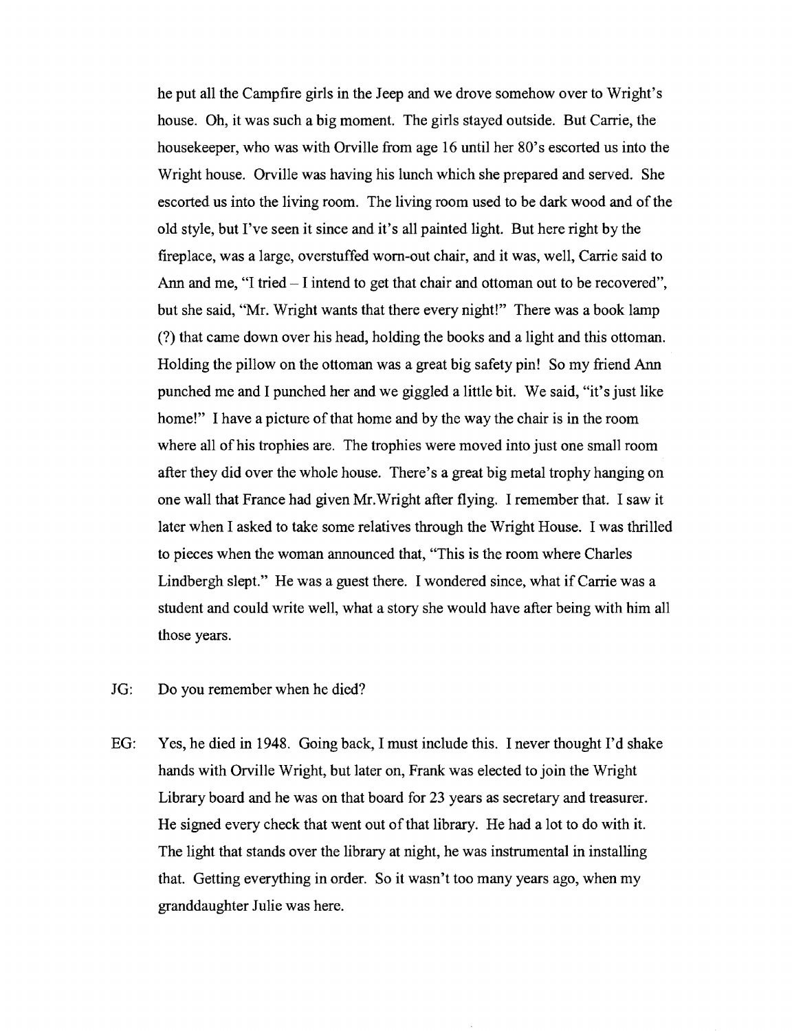he put all the Campfire girls in the Jeep and we drove somehow over to Wright's house. Oh, it was such a big moment. The girls stayed outside. But Carrie, the housekeeper, who was with Orville from age 16 until her 80's escorted us into the Wright house. Orville was having his lunch which she prepared and served. She escorted us into the living room. The living room used to be dark wood and of the old style, but I've seen it since and it's all painted light. But here right by the fireplace, was a large, overstuffed worn-out chair, and it was, well, Carrie said to Ann and me, "I tried – I intend to get that chair and ottoman out to be recovered", but she said, "Mr. Wright wants that there every night!" There was a book lamp (?) that came down over his head, holding the books and a light and this ottoman. Holding the pillow on the ottoman was a great big safety pin! So my friend Ann punched me and I punched her and we giggled a little bit. We said, "it's just like home!" I have a picture of that home and by the way the chair is in the room where all of his trophies are. The trophies were moved into just one small room after they did over the whole house. There's a great big metal trophy hanging on one wall that France had given Mr.Wright after flying. I remember that. I saw it later when I asked to take some relatives through the Wright House. I was thrilled to pieces when the woman announced that, "This is the room where Charles Lindbergh slept." He was a guest there. I wondered since, what if Carrie was a student and could write well, what a story she would have after being with him all those years.

JG: Do you remember when he died?

EG: Yes, he died in 1948. Going back, I must include this. I never thought I'd shake hands with Orville Wright, but later on, Frank was elected to join the Wright Library board and he was on that board for 23 years as secretary and treasurer. He signed every check that went out of that library. He had a lot to do with it. The light that stands over the library at night, he was instrumental in installing that. Getting everything in order. So it wasn't too many years ago, when my granddaughter Julie was here.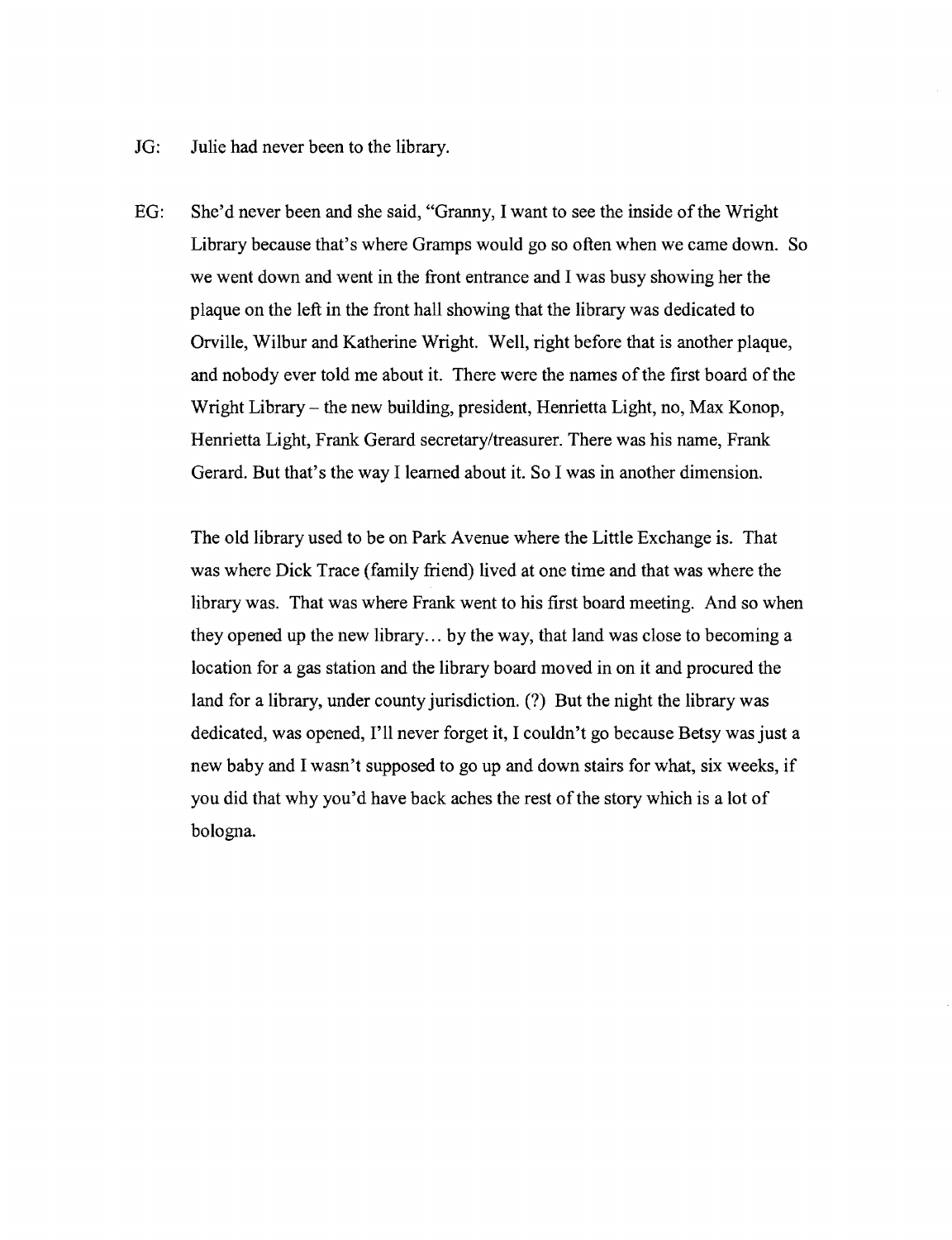JG: Julie had never been to the library.

EG: She'd never been and she said, "Granny, I want to see the inside of the Wright Library because that's where Gramps would go so often when we came down. So we went down and went in the front entrance and I was busy showing her the plaque on the left in the front hall showing that the library was dedicated to Orville, Wilbur and Katherine Wright. Well, right before that is another plaque, and nobody ever told me about it. There were the names of the first board of the Wright Library – the new building, president, Henrietta Light, no, Max Konop, Henrietta Light, Frank Gerard secretary/treasurer. There was his name, Frank Gerard. But that's the way I learned about it. So I was in another dimension.

The old library used to be on Park Avenue where the Little Exchange is. That was where Dick Trace (family friend) lived at one time and that was where the library was. That was where Frank went to his first board meeting. And so when they opened up the new library… by the way, that land was close to becoming a location for a gas station and the library board moved in on it and procured the land for a library, under county jurisdiction. (?) But the night the library was dedicated, was opened, I'll never forget it, I couldn't go because Betsy was just a new baby and I wasn't supposed to go up and down stairs for what, six weeks, if you did that why you'd have back aches the rest of the story which is a lot of bologna.